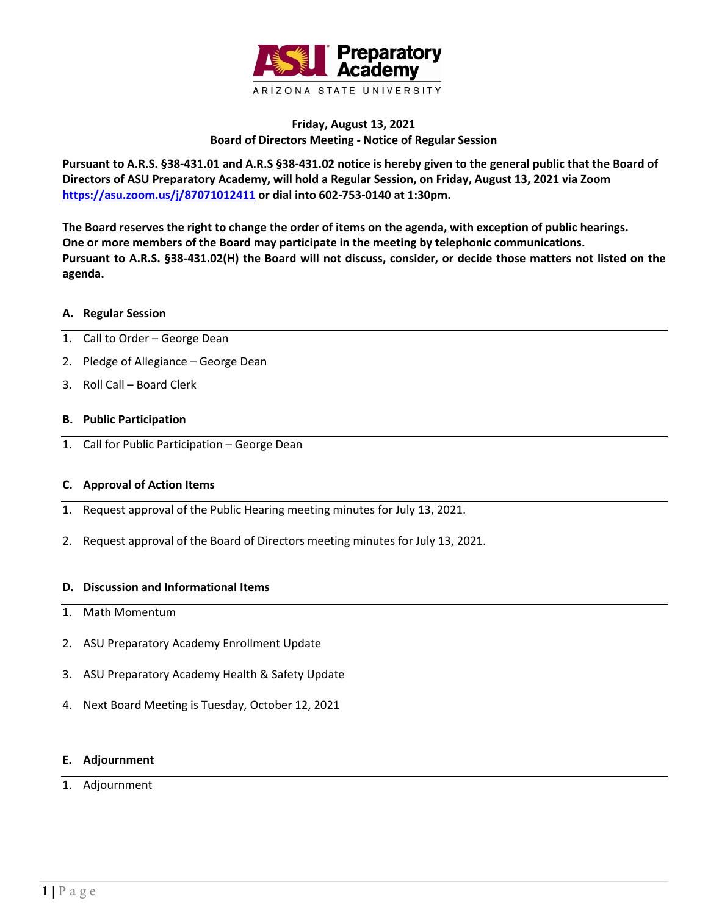**ASU Preparatory Academy**
ARIZONA STATE UNIVERSITY

**Friday, August 13, 2021**
**Board of Directors Meeting - Notice of Regular Session**

**Pursuant to A.R.S. §38-431.01 and A.R.S §38-431.02 notice is hereby given to the general public that the Board of Directors of ASU Preparatory Academy, will hold a Regular Session, on Friday, August 13, 2021 via Zoom [https://asu.zoom.us/j/87071012411](https://asu.zoom.us/j/87071012411) or dial into 602-753-0140 at 1:30pm.**

**The Board reserves the right to change the order of items on the agenda, with exception of public hearings. One or more members of the Board may participate in the meeting by telephonic communications. Pursuant to A.R.S. §38-431.02(H) the Board will not discuss, consider, or decide those matters not listed on the agenda.**

## A. Regular Session

1. Call to Order – George Dean
2. Pledge of Allegiance – George Dean
3. Roll Call – Board Clerk

## B. Public Participation

1. Call for Public Participation – George Dean

## C. Approval of Action Items

1. Request approval of the Public Hearing meeting minutes for July 13, 2021.
2. Request approval of the Board of Directors meeting minutes for July 13, 2021.

## D. Discussion and Informational Items

1. Math Momentum
2. ASU Preparatory Academy Enrollment Update
3. ASU Preparatory Academy Health & Safety Update
4. Next Board Meeting is Tuesday, October 12, 2021

## E. Adjournment

1. Adjournment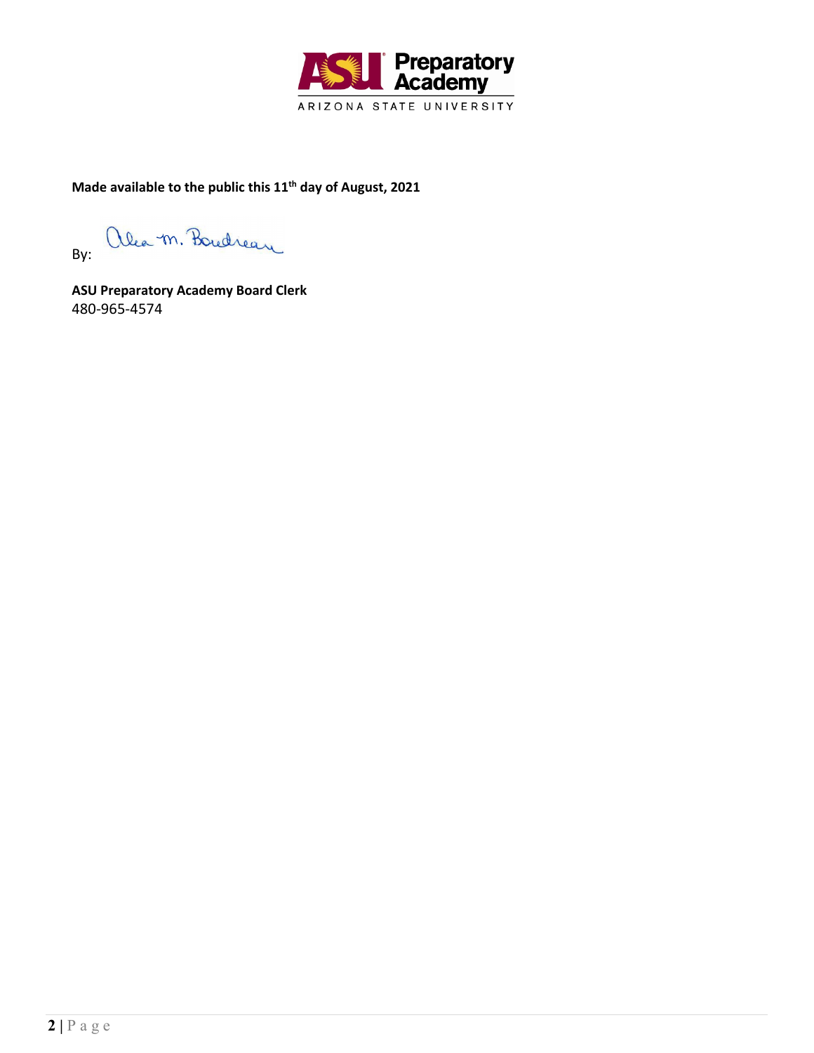**Made available to the public this 11th day of August, 2021**

By: Alea M. Boudreau

**ASU Preparatory Academy Board Clerk**
480-965-4574